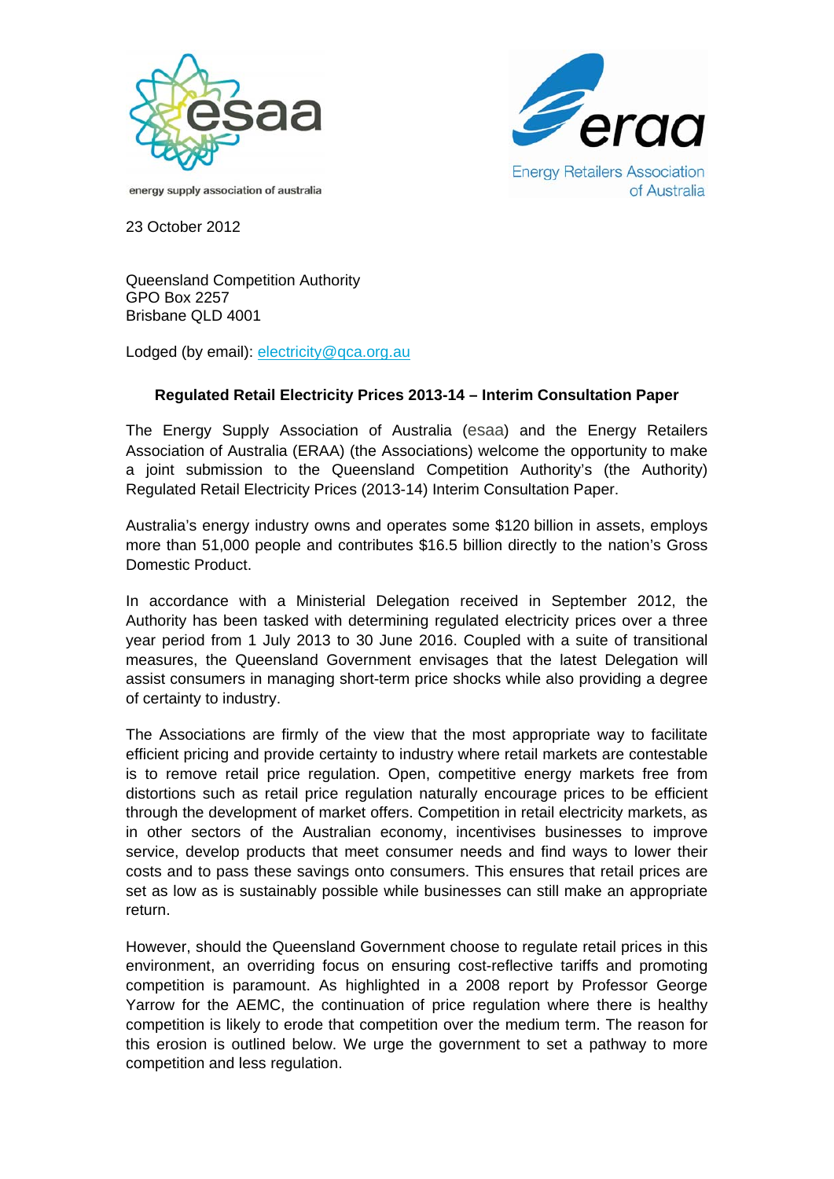energy supply association of australia

Energy Retailers Association of Australia

23 October 2012

Queensland Competition Authority
GPO Box 2257
Brisbane QLD 4001

Lodged (by email): electricity@qca.org.au

**Regulated Retail Electricity Prices 2013-14 – Interim Consultation Paper**

The Energy Supply Association of Australia (esaa) and the Energy Retailers Association of Australia (ERAA) (the Associations) welcome the opportunity to make a joint submission to the Queensland Competition Authority's (the Authority) Regulated Retail Electricity Prices (2013-14) Interim Consultation Paper.

Australia's energy industry owns and operates some $120 billion in assets, employs more than 51,000 people and contributes $16.5 billion directly to the nation's Gross Domestic Product.

In accordance with a Ministerial Delegation received in September 2012, the Authority has been tasked with determining regulated electricity prices over a three year period from 1 July 2013 to 30 June 2016. Coupled with a suite of transitional measures, the Queensland Government envisages that the latest Delegation will assist consumers in managing short-term price shocks while also providing a degree of certainty to industry.

The Associations are firmly of the view that the most appropriate way to facilitate efficient pricing and provide certainty to industry where retail markets are contestable is to remove retail price regulation. Open, competitive energy markets free from distortions such as retail price regulation naturally encourage prices to be efficient through the development of market offers. Competition in retail electricity markets, as in other sectors of the Australian economy, incentivises businesses to improve service, develop products that meet consumer needs and find ways to lower their costs and to pass these savings onto consumers. This ensures that retail prices are set as low as is sustainably possible while businesses can still make an appropriate return.

However, should the Queensland Government choose to regulate retail prices in this environment, an overriding focus on ensuring cost-reflective tariffs and promoting competition is paramount. As highlighted in a 2008 report by Professor George Yarrow for the AEMC, the continuation of price regulation where there is healthy competition is likely to erode that competition over the medium term. The reason for this erosion is outlined below. We urge the government to set a pathway to more competition and less regulation.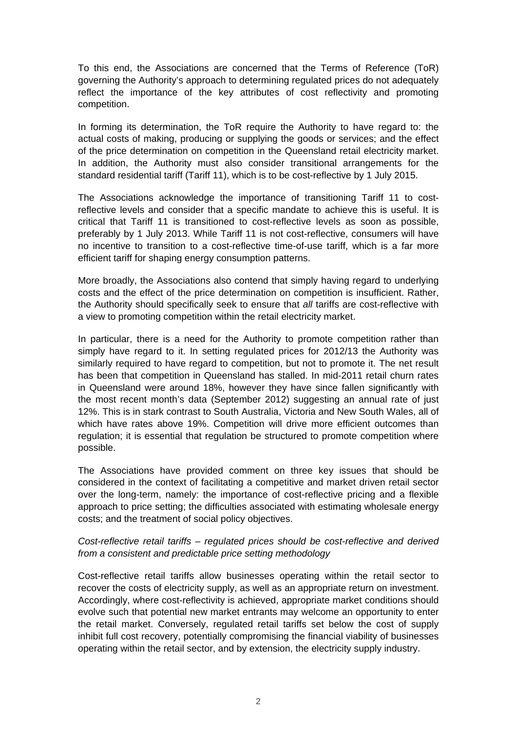To this end, the Associations are concerned that the Terms of Reference (ToR) governing the Authority's approach to determining regulated prices do not adequately reflect the importance of the key attributes of cost reflectivity and promoting competition.

In forming its determination, the ToR require the Authority to have regard to: the actual costs of making, producing or supplying the goods or services; and the effect of the price determination on competition in the Queensland retail electricity market. In addition, the Authority must also consider transitional arrangements for the standard residential tariff (Tariff 11), which is to be cost-reflective by 1 July 2015.

The Associations acknowledge the importance of transitioning Tariff 11 to cost-reflective levels and consider that a specific mandate to achieve this is useful. It is critical that Tariff 11 is transitioned to cost-reflective levels as soon as possible, preferably by 1 July 2013. While Tariff 11 is not cost-reflective, consumers will have no incentive to transition to a cost-reflective time-of-use tariff, which is a far more efficient tariff for shaping energy consumption patterns.

More broadly, the Associations also contend that simply having regard to underlying costs and the effect of the price determination on competition is insufficient. Rather, the Authority should specifically seek to ensure that *all* tariffs are cost-reflective with a view to promoting competition within the retail electricity market.

In particular, there is a need for the Authority to promote competition rather than simply have regard to it. In setting regulated prices for 2012/13 the Authority was similarly required to have regard to competition, but not to promote it. The net result has been that competition in Queensland has stalled. In mid-2011 retail churn rates in Queensland were around 18%, however they have since fallen significantly with the most recent month's data (September 2012) suggesting an annual rate of just 12%. This is in stark contrast to South Australia, Victoria and New South Wales, all of which have rates above 19%. Competition will drive more efficient outcomes than regulation; it is essential that regulation be structured to promote competition where possible.

The Associations have provided comment on three key issues that should be considered in the context of facilitating a competitive and market driven retail sector over the long-term, namely: the importance of cost-reflective pricing and a flexible approach to price setting; the difficulties associated with estimating wholesale energy costs; and the treatment of social policy objectives.

*Cost-reflective retail tariffs – regulated prices should be cost-reflective and derived from a consistent and predictable price setting methodology*

Cost-reflective retail tariffs allow businesses operating within the retail sector to recover the costs of electricity supply, as well as an appropriate return on investment. Accordingly, where cost-reflectivity is achieved, appropriate market conditions should evolve such that potential new market entrants may welcome an opportunity to enter the retail market. Conversely, regulated retail tariffs set below the cost of supply inhibit full cost recovery, potentially compromising the financial viability of businesses operating within the retail sector, and by extension, the electricity supply industry.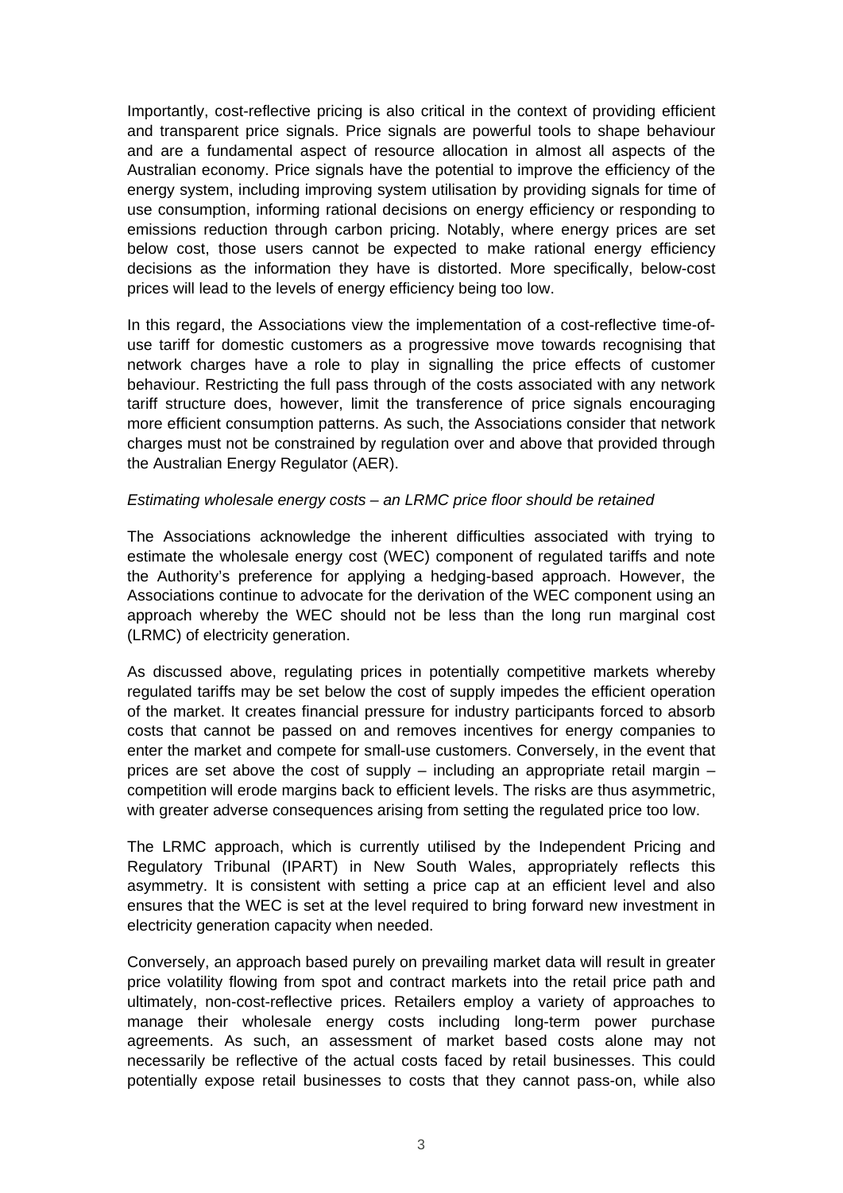Importantly, cost-reflective pricing is also critical in the context of providing efficient and transparent price signals. Price signals are powerful tools to shape behaviour and are a fundamental aspect of resource allocation in almost all aspects of the Australian economy. Price signals have the potential to improve the efficiency of the energy system, including improving system utilisation by providing signals for time of use consumption, informing rational decisions on energy efficiency or responding to emissions reduction through carbon pricing. Notably, where energy prices are set below cost, those users cannot be expected to make rational energy efficiency decisions as the information they have is distorted. More specifically, below-cost prices will lead to the levels of energy efficiency being too low.

In this regard, the Associations view the implementation of a cost-reflective time-of-use tariff for domestic customers as a progressive move towards recognising that network charges have a role to play in signalling the price effects of customer behaviour. Restricting the full pass through of the costs associated with any network tariff structure does, however, limit the transference of price signals encouraging more efficient consumption patterns. As such, the Associations consider that network charges must not be constrained by regulation over and above that provided through the Australian Energy Regulator (AER).

*Estimating wholesale energy costs – an LRMC price floor should be retained*

The Associations acknowledge the inherent difficulties associated with trying to estimate the wholesale energy cost (WEC) component of regulated tariffs and note the Authority's preference for applying a hedging-based approach. However, the Associations continue to advocate for the derivation of the WEC component using an approach whereby the WEC should not be less than the long run marginal cost (LRMC) of electricity generation.

As discussed above, regulating prices in potentially competitive markets whereby regulated tariffs may be set below the cost of supply impedes the efficient operation of the market. It creates financial pressure for industry participants forced to absorb costs that cannot be passed on and removes incentives for energy companies to enter the market and compete for small-use customers. Conversely, in the event that prices are set above the cost of supply – including an appropriate retail margin – competition will erode margins back to efficient levels. The risks are thus asymmetric, with greater adverse consequences arising from setting the regulated price too low.

The LRMC approach, which is currently utilised by the Independent Pricing and Regulatory Tribunal (IPART) in New South Wales, appropriately reflects this asymmetry. It is consistent with setting a price cap at an efficient level and also ensures that the WEC is set at the level required to bring forward new investment in electricity generation capacity when needed.

Conversely, an approach based purely on prevailing market data will result in greater price volatility flowing from spot and contract markets into the retail price path and ultimately, non-cost-reflective prices. Retailers employ a variety of approaches to manage their wholesale energy costs including long-term power purchase agreements. As such, an assessment of market based costs alone may not necessarily be reflective of the actual costs faced by retail businesses. This could potentially expose retail businesses to costs that they cannot pass-on, while also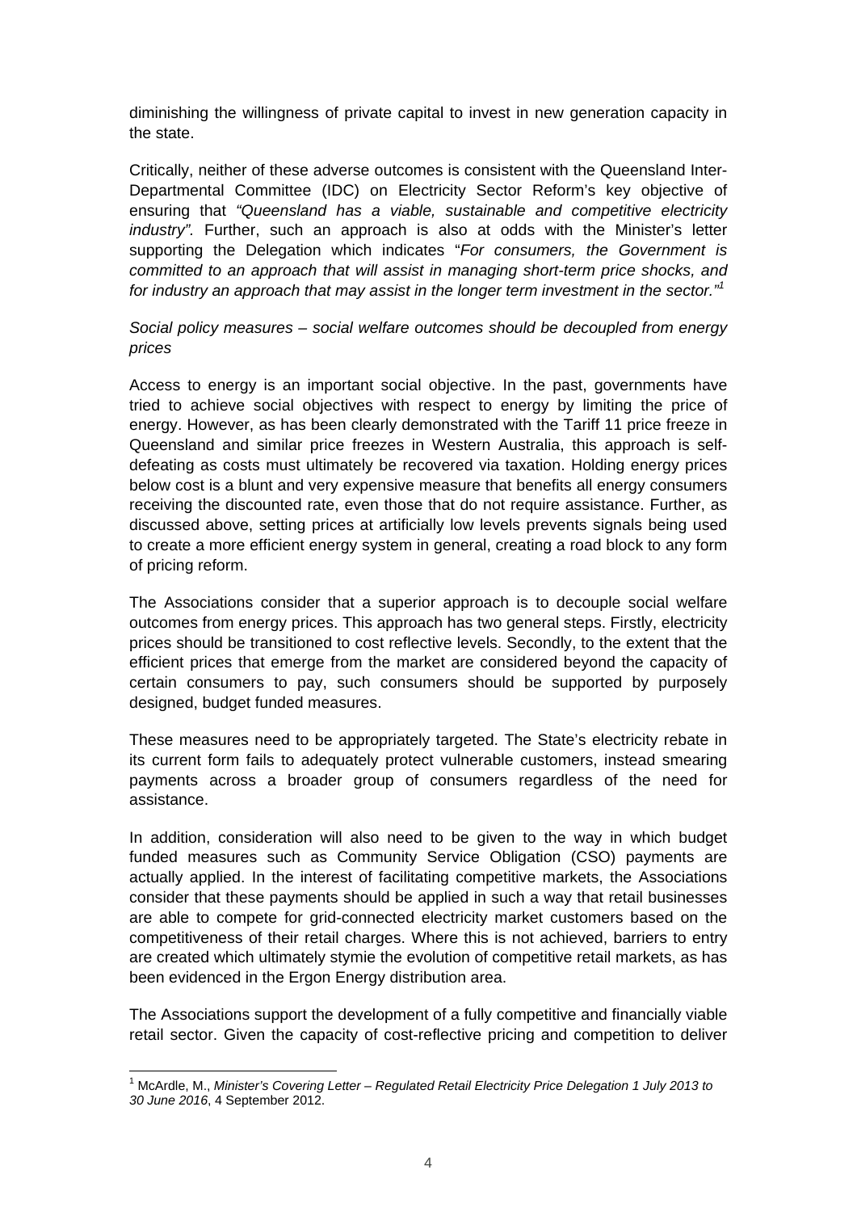diminishing the willingness of private capital to invest in new generation capacity in the state.

Critically, neither of these adverse outcomes is consistent with the Queensland Inter-Departmental Committee (IDC) on Electricity Sector Reform's key objective of ensuring that *"Queensland has a viable, sustainable and competitive electricity industry"*. Further, such an approach is also at odds with the Minister's letter supporting the Delegation which indicates "*For consumers, the Government is committed to an approach that will assist in managing short-term price shocks, and for industry an approach that may assist in the longer term investment in the sector.*"[1]

*Social policy measures – social welfare outcomes should be decoupled from energy prices*

Access to energy is an important social objective. In the past, governments have tried to achieve social objectives with respect to energy by limiting the price of energy. However, as has been clearly demonstrated with the Tariff 11 price freeze in Queensland and similar price freezes in Western Australia, this approach is self-defeating as costs must ultimately be recovered via taxation. Holding energy prices below cost is a blunt and very expensive measure that benefits all energy consumers receiving the discounted rate, even those that do not require assistance. Further, as discussed above, setting prices at artificially low levels prevents signals being used to create a more efficient energy system in general, creating a road block to any form of pricing reform.

The Associations consider that a superior approach is to decouple social welfare outcomes from energy prices. This approach has two general steps. Firstly, electricity prices should be transitioned to cost reflective levels. Secondly, to the extent that the efficient prices that emerge from the market are considered beyond the capacity of certain consumers to pay, such consumers should be supported by purposely designed, budget funded measures.

These measures need to be appropriately targeted. The State's electricity rebate in its current form fails to adequately protect vulnerable customers, instead smearing payments across a broader group of consumers regardless of the need for assistance.

In addition, consideration will also need to be given to the way in which budget funded measures such as Community Service Obligation (CSO) payments are actually applied. In the interest of facilitating competitive markets, the Associations consider that these payments should be applied in such a way that retail businesses are able to compete for grid-connected electricity market customers based on the competitiveness of their retail charges. Where this is not achieved, barriers to entry are created which ultimately stymie the evolution of competitive retail markets, as has been evidenced in the Ergon Energy distribution area.

The Associations support the development of a fully competitive and financially viable retail sector. Given the capacity of cost-reflective pricing and competition to deliver

---

[1] McArdle, M., *Minister's Covering Letter – Regulated Retail Electricity Price Delegation 1 July 2013 to 30 June 2016*, 4 September 2012.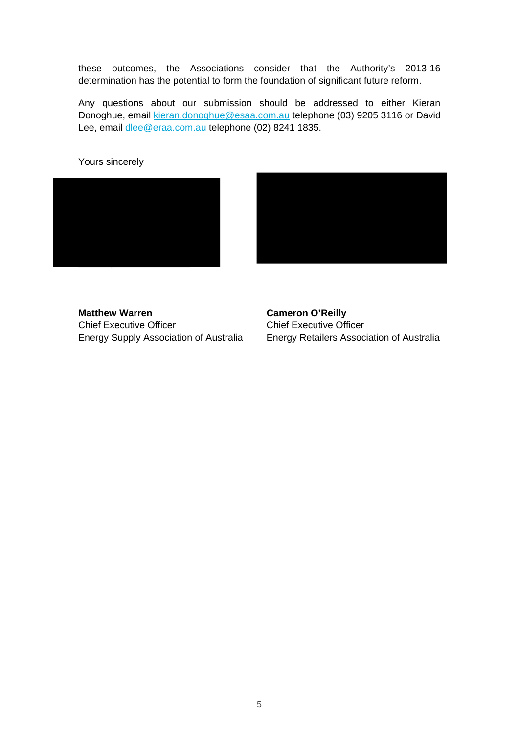these outcomes, the Associations consider that the Authority's 2013-16 determination has the potential to form the foundation of significant future reform.

Any questions about our submission should be addressed to either Kieran Donoghue, email kieran.donoghue@esaa.com.au telephone (03) 9205 3116 or David Lee, email dlee@eraa.com.au telephone (02) 8241 1835.

Yours sincerely

**Matthew Warren**
Chief Executive Officer
Energy Supply Association of Australia

**Cameron O'Reilly**
Chief Executive Officer
Energy Retailers Association of Australia